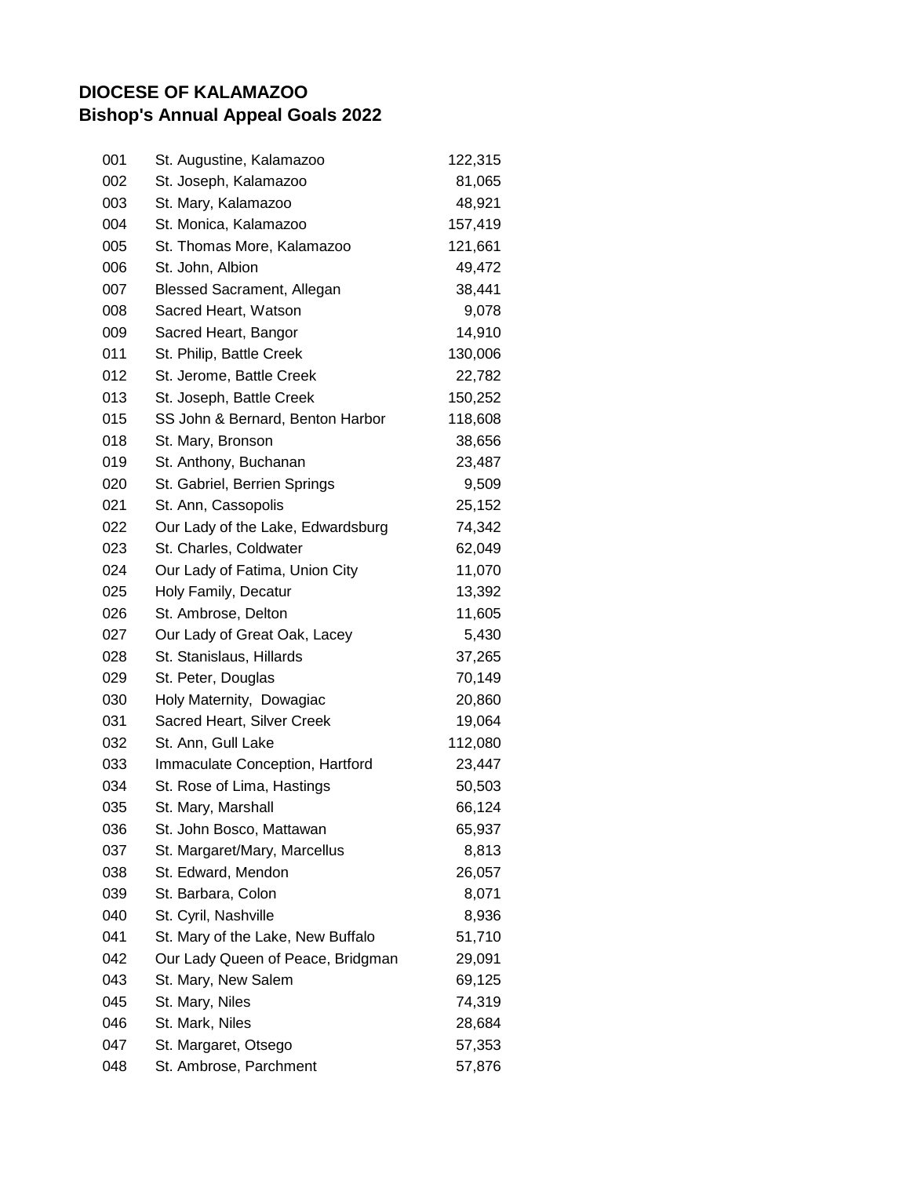# DIOCESE OF KALAMAZOO
## Bishop's Annual Appeal Goals 2022

| | | |
|---|---|---:|
| 001 | St. Augustine, Kalamazoo | 122,315 |
| 002 | St. Joseph, Kalamazoo | 81,065 |
| 003 | St. Mary, Kalamazoo | 48,921 |
| 004 | St. Monica, Kalamazoo | 157,419 |
| 005 | St. Thomas More, Kalamazoo | 121,661 |
| 006 | St. John, Albion | 49,472 |
| 007 | Blessed Sacrament, Allegan | 38,441 |
| 008 | Sacred Heart, Watson | 9,078 |
| 009 | Sacred Heart, Bangor | 14,910 |
| 011 | St. Philip, Battle Creek | 130,006 |
| 012 | St. Jerome, Battle Creek | 22,782 |
| 013 | St. Joseph, Battle Creek | 150,252 |
| 015 | SS John & Bernard, Benton Harbor | 118,608 |
| 018 | St. Mary, Bronson | 38,656 |
| 019 | St. Anthony, Buchanan | 23,487 |
| 020 | St. Gabriel, Berrien Springs | 9,509 |
| 021 | St. Ann, Cassopolis | 25,152 |
| 022 | Our Lady of the Lake, Edwardsburg | 74,342 |
| 023 | St. Charles, Coldwater | 62,049 |
| 024 | Our Lady of Fatima, Union City | 11,070 |
| 025 | Holy Family, Decatur | 13,392 |
| 026 | St. Ambrose, Delton | 11,605 |
| 027 | Our Lady of Great Oak, Lacey | 5,430 |
| 028 | St. Stanislaus, Hillards | 37,265 |
| 029 | St. Peter, Douglas | 70,149 |
| 030 | Holy Maternity, Dowagiac | 20,860 |
| 031 | Sacred Heart, Silver Creek | 19,064 |
| 032 | St. Ann, Gull Lake | 112,080 |
| 033 | Immaculate Conception, Hartford | 23,447 |
| 034 | St. Rose of Lima, Hastings | 50,503 |
| 035 | St. Mary, Marshall | 66,124 |
| 036 | St. John Bosco, Mattawan | 65,937 |
| 037 | St. Margaret/Mary, Marcellus | 8,813 |
| 038 | St. Edward, Mendon | 26,057 |
| 039 | St. Barbara, Colon | 8,071 |
| 040 | St. Cyril, Nashville | 8,936 |
| 041 | St. Mary of the Lake, New Buffalo | 51,710 |
| 042 | Our Lady Queen of Peace, Bridgman | 29,091 |
| 043 | St. Mary, New Salem | 69,125 |
| 045 | St. Mary, Niles | 74,319 |
| 046 | St. Mark, Niles | 28,684 |
| 047 | St. Margaret, Otsego | 57,353 |
| 048 | St. Ambrose, Parchment | 57,876 |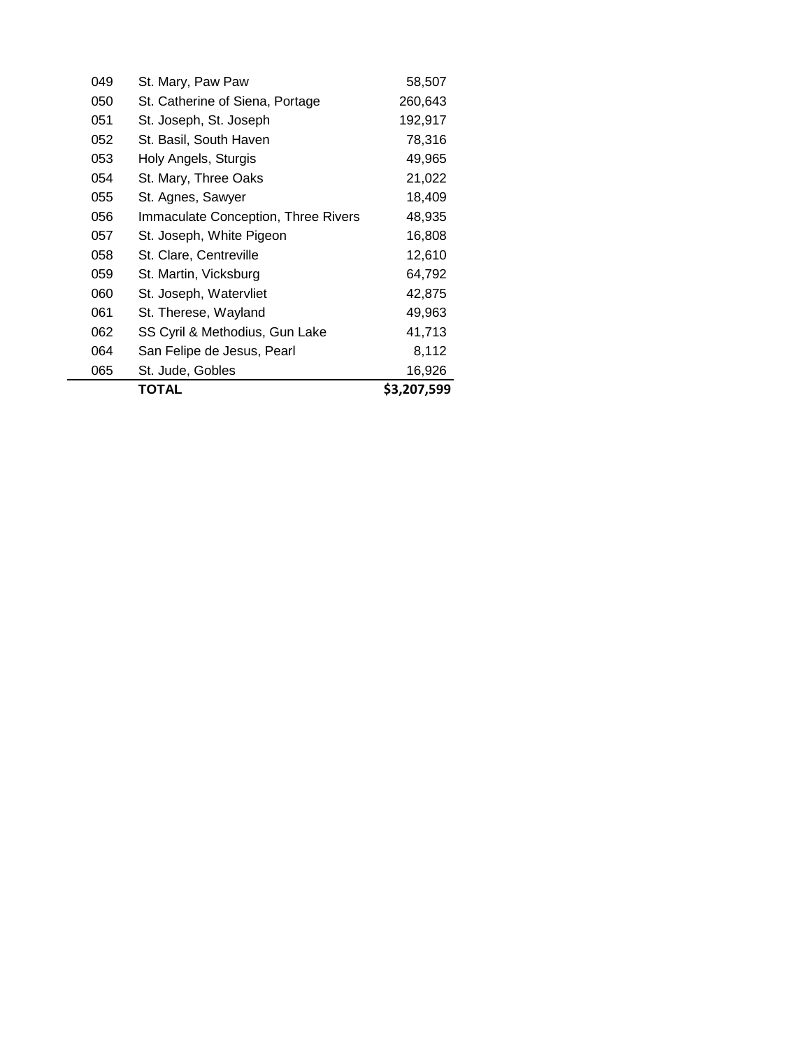| | | |
|---|---|---|
| 049 | St. Mary, Paw Paw | 58,507 |
| 050 | St. Catherine of Siena, Portage | 260,643 |
| 051 | St. Joseph, St. Joseph | 192,917 |
| 052 | St. Basil, South Haven | 78,316 |
| 053 | Holy Angels, Sturgis | 49,965 |
| 054 | St. Mary, Three Oaks | 21,022 |
| 055 | St. Agnes, Sawyer | 18,409 |
| 056 | Immaculate Conception, Three Rivers | 48,935 |
| 057 | St. Joseph, White Pigeon | 16,808 |
| 058 | St. Clare, Centreville | 12,610 |
| 059 | St. Martin, Vicksburg | 64,792 |
| 060 | St. Joseph, Watervliet | 42,875 |
| 061 | St. Therese, Wayland | 49,963 |
| 062 | SS Cyril & Methodius, Gun Lake | 41,713 |
| 064 | San Felipe de Jesus, Pearl | 8,112 |
| 065 | St. Jude, Gobles | 16,926 |
| | **TOTAL** | **$3,207,599** |